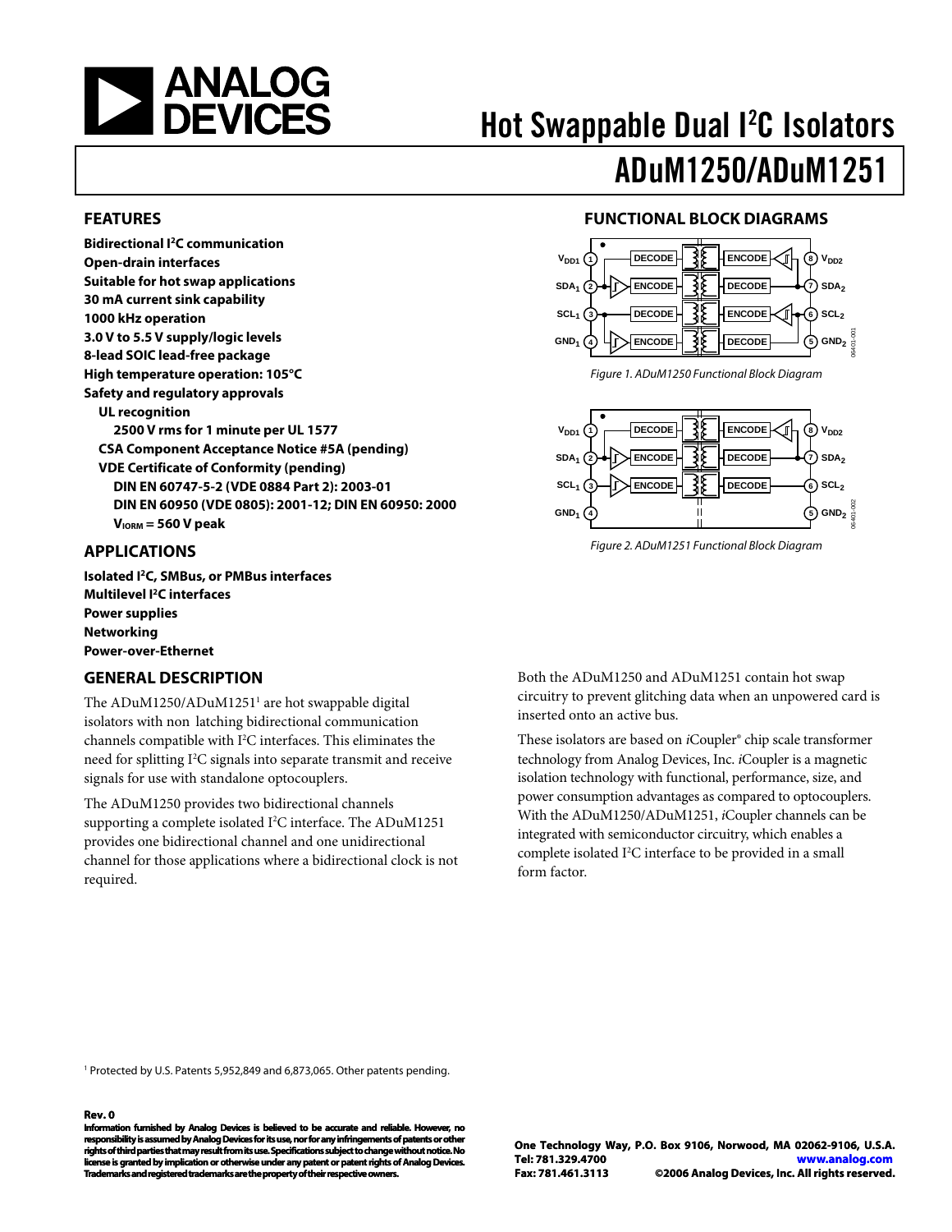# Hot Swappable Dual I²C Isolators

# ADuM1250/ADuM1251

## FEATURES

**Bidirectional I²C communication**
**Open-drain interfaces**
**Suitable for hot swap applications**
**30 mA current sink capability**
**1000 kHz operation**
**3.0 V to 5.5 V supply/logic levels**
**8-lead SOIC lead-free package**
**High temperature operation: 105°C**
**Safety and regulatory approvals**

- **UL recognition**
  - **2500 V rms for 1 minute per UL 1577**
- **CSA Component Acceptance Notice #5A (pending)**
- **VDE Certificate of Conformity (pending)**
  - **DIN EN 60747-5-2 (VDE 0884 Part 2): 2003-01**
  - **DIN EN 60950 (VDE 0805): 2001-12; DIN EN 60950: 2000**
  - **$V_{IORM}$ = 560 V peak**

## APPLICATIONS

**Isolated I²C, SMBus, or PMBus interfaces**
**Multilevel I²C interfaces**
**Power supplies**
**Networking**
**Power-over-Ethernet**

## FUNCTIONAL BLOCK DIAGRAMS

*Figure 1. ADuM1250 Functional Block Diagram*

*Figure 2. ADuM1251 Functional Block Diagram*

## GENERAL DESCRIPTION

The ADuM1250/ADuM1251[1] are hot swappable digital isolators with non latching bidirectional communication channels compatible with I²C interfaces. This eliminates the need for splitting I²C signals into separate transmit and receive signals for use with standalone optocouplers.

The ADuM1250 provides two bidirectional channels supporting a complete isolated I²C interface. The ADuM1251 provides one bidirectional channel and one unidirectional channel for those applications where a bidirectional clock is not required.

Both the ADuM1250 and ADuM1251 contain hot swap circuitry to prevent glitching data when an unpowered card is inserted onto an active bus.

These isolators are based on *i*Coupler® chip scale transformer technology from Analog Devices, Inc. *i*Coupler is a magnetic isolation technology with functional, performance, size, and power consumption advantages as compared to optocouplers. With the ADuM1250/ADuM1251, *i*Coupler channels can be integrated with semiconductor circuitry, which enables a complete isolated I²C interface to be provided in a small form factor.

[1] Protected by U.S. Patents 5,952,849 and 6,873,065. Other patents pending.

**Rev. 0**

**Information furnished by Analog Devices is believed to be accurate and reliable. However, no responsibility is assumed by Analog Devices for its use, nor for any infringements of patents or other rights of third parties that may result from its use. Specifications subject to change without notice. No license is granted by implication or otherwise under any patent or patent rights of Analog Devices. Trademarks and registered trademarks are the property of their respective owners.**

**One Technology Way, P.O. Box 9106, Norwood, MA 02062-9106, U.S.A.**
**Tel: 781.329.4700** **www.analog.com**
**Fax: 781.461.3113** **©2006 Analog Devices, Inc. All rights reserved.**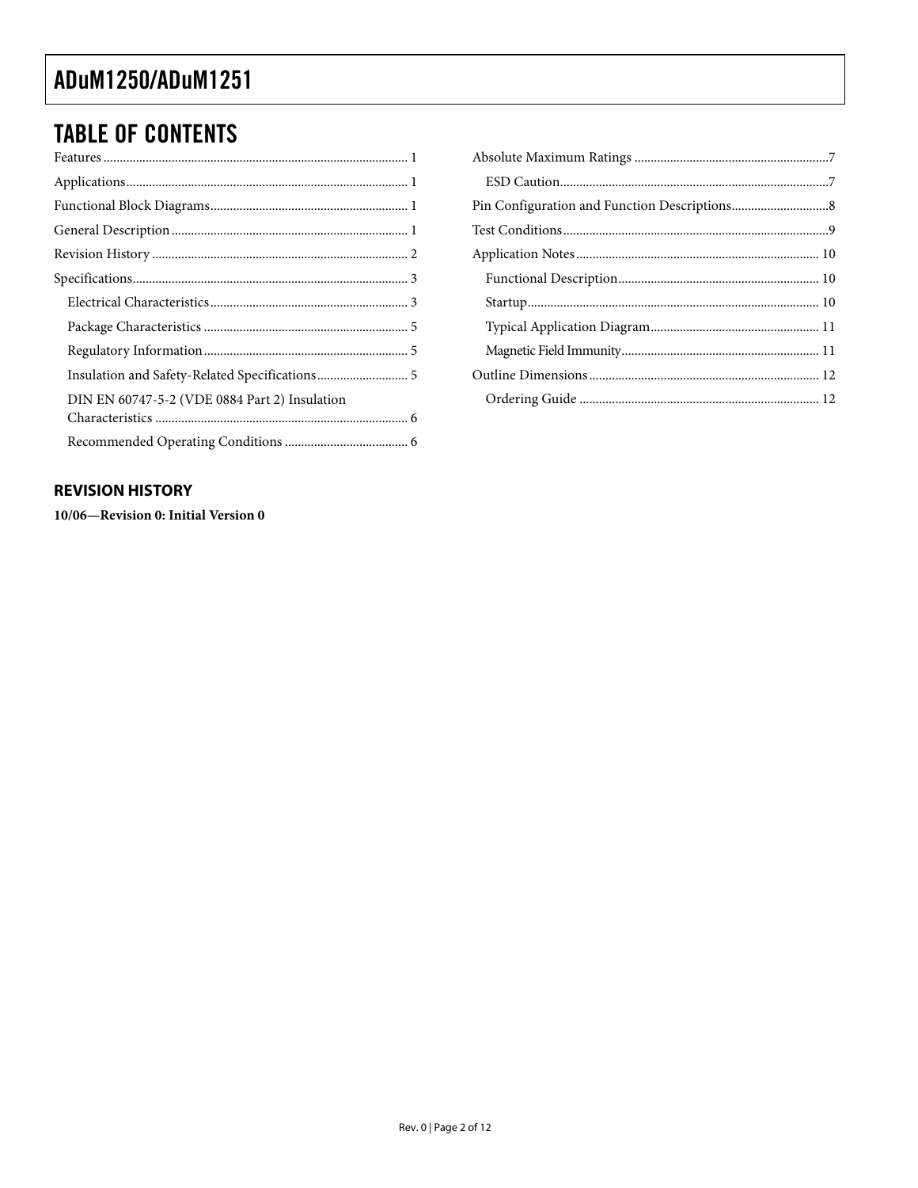## TABLE OF CONTENTS

Features ........................................................................................ 1

Applications.................................................................................. 1

Functional Block Diagrams......................................................... 1

General Description ..................................................................... 1

Revision History .......................................................................... 2

Specifications................................................................................ 3

- Electrical Characteristics......................................................... 3
- Package Characteristics ........................................................... 5
- Regulatory Information........................................................... 5
- Insulation and Safety-Related Specifications......................... 5
- DIN EN 60747-5-2 (VDE 0884 Part 2) Insulation Characteristics ........................................................................ 6
- Recommended Operating Conditions ................................... 6

Absolute Maximum Ratings .......................................................7

- ESD Caution..............................................................................7

Pin Configuration and Function Descriptions.........................8

Test Conditions.............................................................................9

Application Notes ...................................................................... 10

- Functional Description......................................................... 10
- Startup..................................................................................... 10
- Typical Application Diagram............................................... 11
- Magnetic Field Immunity...................................................... 11

Outline Dimensions .................................................................. 12

- Ordering Guide ..................................................................... 12

### REVISION HISTORY

**10/06—Revision 0: Initial Version 0**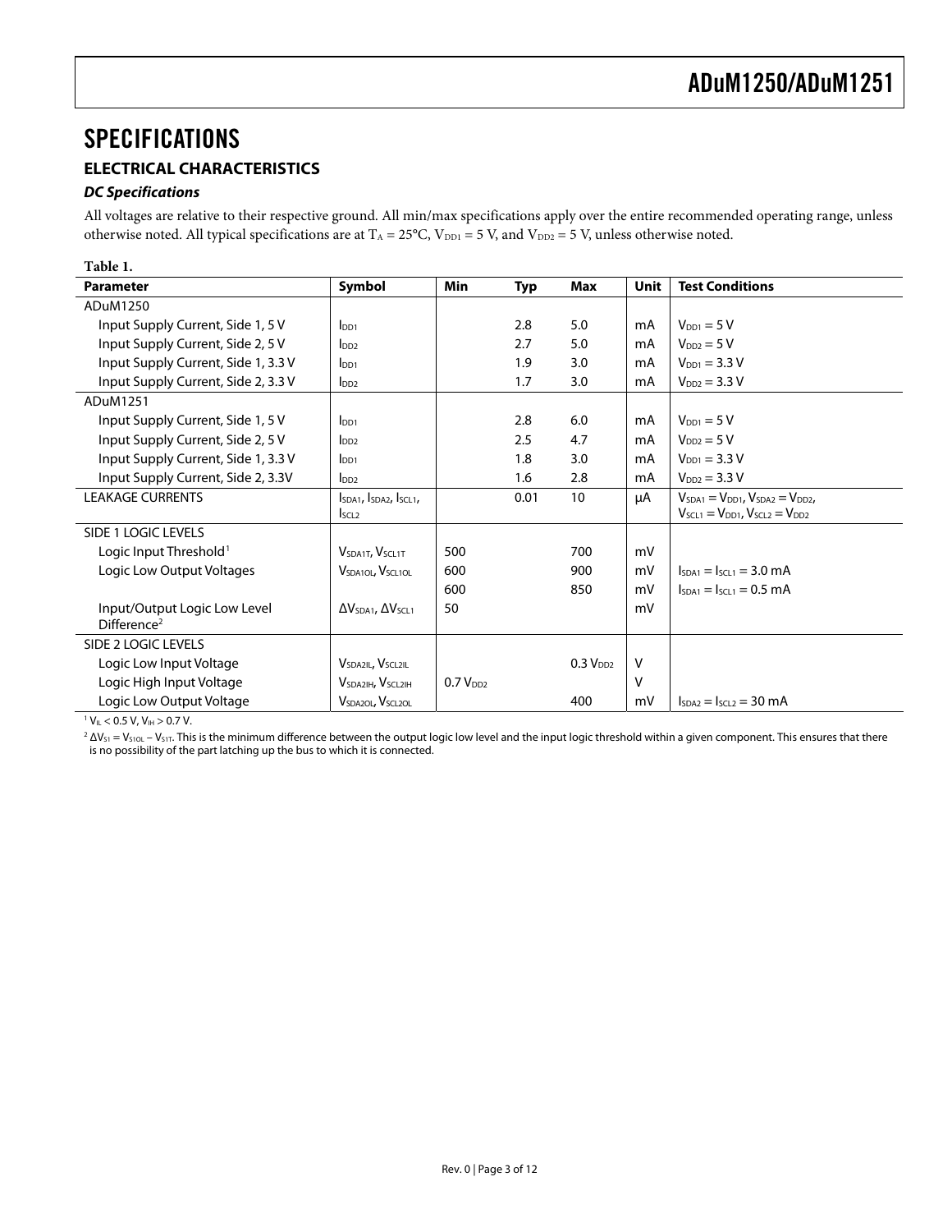# SPECIFICATIONS

## ELECTRICAL CHARACTERISTICS

### DC Specifications

All voltages are relative to their respective ground. All min/max specifications apply over the entire recommended operating range, unless otherwise noted. All typical specifications are at $T_A = 25°C$, $V_{DD1} = 5$ V, and $V_{DD2} = 5$ V, unless otherwise noted.

**Table 1.**

| Parameter | Symbol | Min | Typ | Max | Unit | Test Conditions |
|---|---|---|---|---|---|---|
| ADuM1250 | | | | | | |
| Input Supply Current, Side 1, 5 V | $I_{DD1}$ | | 2.8 | 5.0 | mA | $V_{DD1} = 5$ V |
| Input Supply Current, Side 2, 5 V | $I_{DD2}$ | | 2.7 | 5.0 | mA | $V_{DD2} = 5$ V |
| Input Supply Current, Side 1, 3.3 V | $I_{DD1}$ | | 1.9 | 3.0 | mA | $V_{DD1} = 3.3$ V |
| Input Supply Current, Side 2, 3.3 V | $I_{DD2}$ | | 1.7 | 3.0 | mA | $V_{DD2} = 3.3$ V |
| ADuM1251 | | | | | | |
| Input Supply Current, Side 1, 5 V | $I_{DD1}$ | | 2.8 | 6.0 | mA | $V_{DD1} = 5$ V |
| Input Supply Current, Side 2, 5 V | $I_{DD2}$ | | 2.5 | 4.7 | mA | $V_{DD2} = 5$ V |
| Input Supply Current, Side 1, 3.3 V | $I_{DD1}$ | | 1.8 | 3.0 | mA | $V_{DD1} = 3.3$ V |
| Input Supply Current, Side 2, 3.3V | $I_{DD2}$ | | 1.6 | 2.8 | mA | $V_{DD2} = 3.3$ V |
| LEAKAGE CURRENTS | $I_{SDA1}$, $I_{SDA2}$, $I_{SCL1}$, $I_{SCL2}$ | | 0.01 | 10 | µA | $V_{SDA1} = V_{DD1}$, $V_{SDA2} = V_{DD2}$, $V_{SCL1} = V_{DD1}$, $V_{SCL2} = V_{DD2}$ |
| SIDE 1 LOGIC LEVELS | | | | | | |
| Logic Input Threshold[1] | $V_{SDA1T}$, $V_{SCL1T}$ | 500 | | 700 | mV | |
| Logic Low Output Voltages | $V_{SDA1OL}$, $V_{SCL1OL}$ | 600 | | 900 | mV | $I_{SDA1} = I_{SCL1} = 3.0$ mA |
| | | 600 | | 850 | mV | $I_{SDA1} = I_{SCL1} = 0.5$ mA |
| Input/Output Logic Low Level Difference[2] | $\Delta V_{SDA1}$, $\Delta V_{SCL1}$ | 50 | | | mV | |
| SIDE 2 LOGIC LEVELS | | | | | | |
| Logic Low Input Voltage | $V_{SDA2IL}$, $V_{SCL2IL}$ | | | $0.3\ V_{DD2}$ | V | |
| Logic High Input Voltage | $V_{SDA2IH}$, $V_{SCL2IH}$ | $0.7\ V_{DD2}$ | | | V | |
| Logic Low Output Voltage | $V_{SDA2OL}$, $V_{SCL2OL}$ | | | 400 | mV | $I_{SDA2} = I_{SCL2} = 30$ mA |

[1] $V_{IL} < 0.5$ V, $V_{IH} > 0.7$ V.

[2] $\Delta V_{S1} = V_{S1OL} - V_{S1T}$. This is the minimum difference between the output logic low level and the input logic threshold within a given component. This ensures that there is no possibility of the part latching up the bus to which it is connected.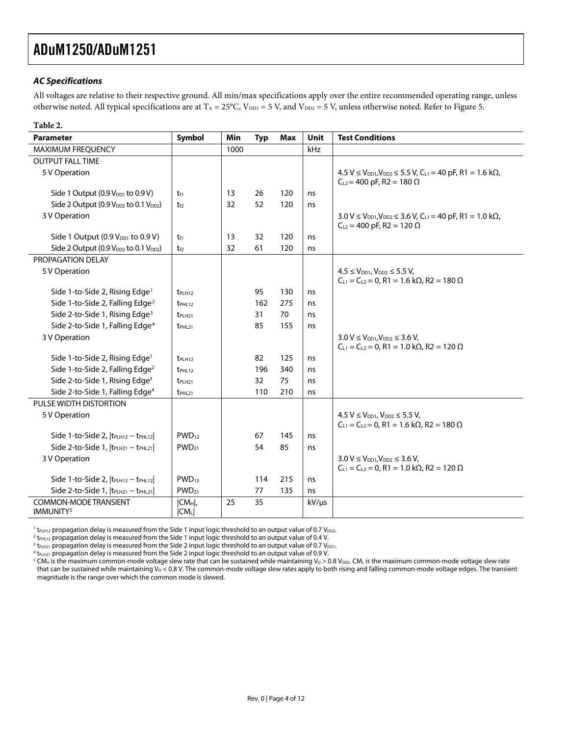### *AC Specifications*

All voltages are relative to their respective ground. All min/max specifications apply over the entire recommended operating range, unless otherwise noted. All typical specifications are at $T_A$ = 25°C, $V_{DD1}$ = 5 V, and $V_{DD2}$ = 5 V, unless otherwise noted. Refer to Figure 5.

**Table 2.**

| Parameter | Symbol | Min | Typ | Max | Unit | Test Conditions |
|---|---|---|---|---|---|---|
| MAXIMUM FREQUENCY | | 1000 | | | kHz | |
| OUTPUT FALL TIME | | | | | | |
| 5 V Operation | | | | | | 4.5 V ≤ $V_{DD1}$,$V_{DD2}$ ≤ 5.5 V, $C_{L1}$ = 40 pF, R1 = 1.6 kΩ, $C_{L2}$ = 400 pF, R2 = 180 Ω |
| Side 1 Output (0.9 $V_{DD1}$ to 0.9 V) | $t_{f1}$ | 13 | 26 | 120 | ns | |
| Side 2 Output (0.9 $V_{DD2}$ to 0.1 $V_{DD2}$) | $t_{f2}$ | 32 | 52 | 120 | ns | |
| 3 V Operation | | | | | | 3.0 V ≤ $V_{DD1}$,$V_{DD2}$ ≤ 3.6 V, $C_{L1}$ = 40 pF, R1 = 1.0 kΩ, $C_{L2}$ = 400 pF, R2 = 120 Ω |
| Side 1 Output (0.9 $V_{DD1}$ to 0.9 V) | $t_{f1}$ | 13 | 32 | 120 | ns | |
| Side 2 Output (0.9 $V_{DD2}$ to 0.1 $V_{DD2}$) | $t_{f2}$ | 32 | 61 | 120 | ns | |
| PROPAGATION DELAY | | | | | | |
| 5 V Operation | | | | | | 4.5 ≤ $V_{DD1}$, $V_{DD2}$ ≤ 5.5 V, $C_{L1}$ = $C_{L2}$ = 0, R1 = 1.6 kΩ, R2 = 180 Ω |
| Side 1-to-Side 2, Rising Edge[1] | $t_{PLH12}$ | | 95 | 130 | ns | |
| Side 1-to-Side 2, Falling Edge[2] | $t_{PHL12}$ | | 162 | 275 | ns | |
| Side 2-to-Side 1, Rising Edge[3] | $t_{PLH21}$ | | 31 | 70 | ns | |
| Side 2-to-Side 1, Falling Edge[4] | $t_{PHL21}$ | | 85 | 155 | ns | |
| 3 V Operation | | | | | | 3.0 V ≤ $V_{DD1}$,$V_{DD2}$ ≤ 3.6 V, $C_{L1}$ = $C_{L2}$ = 0, R1 = 1.0 kΩ, R2 = 120 Ω |
| Side 1-to-Side 2, Rising Edge[1] | $t_{PLH12}$ | | 82 | 125 | ns | |
| Side 1-to-Side 2, Falling Edge[2] | $t_{PHL12}$ | | 196 | 340 | ns | |
| Side 2-to-Side 1, Rising Edge[3] | $t_{PLH21}$ | | 32 | 75 | ns | |
| Side 2-to-Side 1, Falling Edge[4] | $t_{PHL21}$ | | 110 | 210 | ns | |
| PULSE WIDTH DISTORTION | | | | | | |
| 5 V Operation | | | | | | 4.5 V ≤ $V_{DD1}$, $V_{DD2}$ ≤ 5.5 V, $C_{L1}$ = $C_{L2}$ = 0, R1 = 1.6 kΩ, R2 = 180 Ω |
| Side 1-to-Side 2, $\lvert t_{PLH12} - t_{PHL12}\rvert$ | $PWD_{12}$ | | 67 | 145 | ns | |
| Side 2-to-Side 1, $\lvert t_{PLH21} - t_{PHL21}\rvert$ | $PWD_{21}$ | | 54 | 85 | ns | |
| 3 V Operation | | | | | | 3.0 V ≤ $V_{DD1}$,$V_{DD2}$ ≤ 3.6 V, $C_{L1}$ = $C_{L2}$ = 0, R1 = 1.0 kΩ, R2 = 120 Ω |
| Side 1-to-Side 2, $\lvert t_{PLH12} - t_{PHL12}\rvert$ | $PWD_{12}$ | | 114 | 215 | ns | |
| Side 2-to-Side 1, $\lvert t_{PLH21} - t_{PHL21}\rvert$ | $PWD_{21}$ | | 77 | 135 | ns | |
| COMMON-MODE TRANSIENT IMMUNITY[5] | $\lvert CM_H\rvert$, $\lvert CM_L\rvert$ | 25 | 35 | | kV/μs | |

[1] $t_{PLH12}$ propagation delay is measured from the Side 1 input logic threshold to an output value of 0.7 $V_{DD2}$.

[2] $t_{PHL12}$ propagation delay is measured from the Side 1 input logic threshold to an output value of 0.4 V.

[3] $t_{PLH21}$ propagation delay is measured from the Side 2 input logic threshold to an output value of 0.7 $V_{DD1}$.

[4] $t_{PLH21}$ propagation delay is measured from the Side 2 input logic threshold to an output value of 0.9 V.

[5] $CM_H$ is the maximum common-mode voltage slew rate that can be sustained while maintaining $V_O$ > 0.8 $V_{DD2}$. $CM_L$ is the maximum common-mode voltage slew rate that can be sustained while maintaining $V_O$ < 0.8 V. The common-mode voltage slew rates apply to both rising and falling common-mode voltage edges. The transient magnitude is the range over which the common mode is slewed.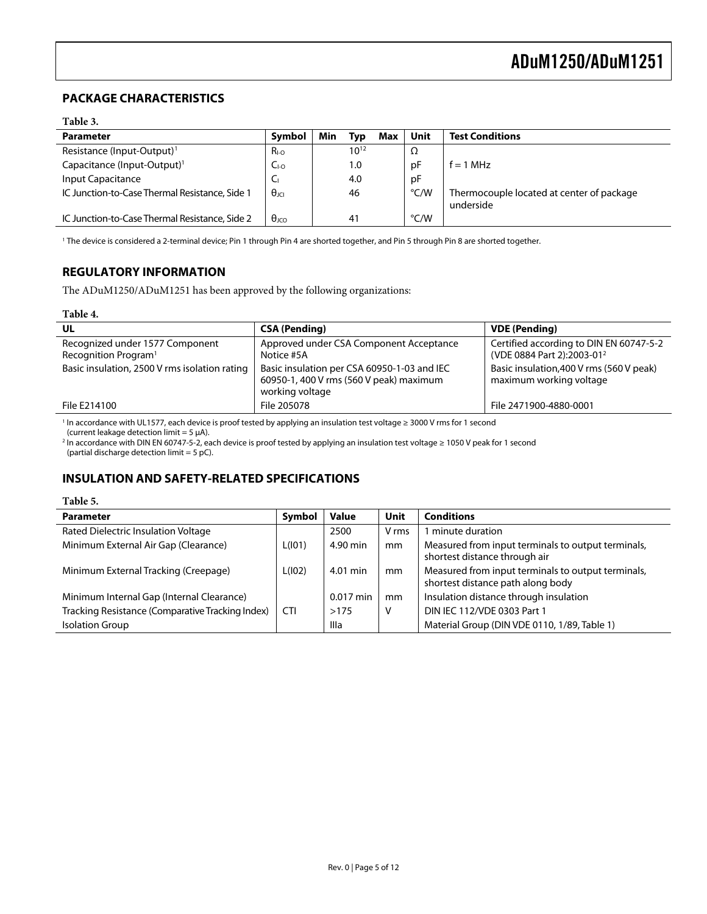## PACKAGE CHARACTERISTICS

**Table 3.**

| Parameter | Symbol | Min | Typ | Max | Unit | Test Conditions |
|---|---|---|---|---|---|---|
| Resistance (Input-Output)[1] | $R_{I-O}$ | | $10^{12}$ | | Ω | |
| Capacitance (Input-Output)[1] | $C_{I-O}$ | | 1.0 | | pF | f = 1 MHz |
| Input Capacitance | $C_I$ | | 4.0 | | pF | |
| IC Junction-to-Case Thermal Resistance, Side 1 | $\theta_{JCI}$ | | 46 | | °C/W | Thermocouple located at center of package underside |
| IC Junction-to-Case Thermal Resistance, Side 2 | $\theta_{JCO}$ | | 41 | | °C/W | |

[1] The device is considered a 2-terminal device; Pin 1 through Pin 4 are shorted together, and Pin 5 through Pin 8 are shorted together.

## REGULATORY INFORMATION

The ADuM1250/ADuM1251 has been approved by the following organizations:

**Table 4.**

| UL | CSA (Pending) | VDE (Pending) |
|---|---|---|
| Recognized under 1577 Component Recognition Program[1] | Approved under CSA Component Acceptance Notice #5A | Certified according to DIN EN 60747-5-2 (VDE 0884 Part 2):2003-01[2] |
| Basic insulation, 2500 V rms isolation rating | Basic insulation per CSA 60950-1-03 and IEC 60950-1, 400 V rms (560 V peak) maximum working voltage | Basic insulation,400 V rms (560 V peak) maximum working voltage |
| File E214100 | File 205078 | File 2471900-4880-0001 |

[1] In accordance with UL1577, each device is proof tested by applying an insulation test voltage ≥ 3000 V rms for 1 second (current leakage detection limit = 5 μA).
[2] In accordance with DIN EN 60747-5-2, each device is proof tested by applying an insulation test voltage ≥ 1050 V peak for 1 second (partial discharge detection limit = 5 pC).

## INSULATION AND SAFETY-RELATED SPECIFICATIONS

**Table 5.**

| Parameter | Symbol | Value | Unit | Conditions |
|---|---|---|---|---|
| Rated Dielectric Insulation Voltage | | 2500 | V rms | 1 minute duration |
| Minimum External Air Gap (Clearance) | L(I01) | 4.90 min | mm | Measured from input terminals to output terminals, shortest distance through air |
| Minimum External Tracking (Creepage) | L(I02) | 4.01 min | mm | Measured from input terminals to output terminals, shortest distance path along body |
| Minimum Internal Gap (Internal Clearance) | | 0.017 min | mm | Insulation distance through insulation |
| Tracking Resistance (Comparative Tracking Index) | CTI | >175 | V | DIN IEC 112/VDE 0303 Part 1 |
| Isolation Group | | IIIa | | Material Group (DIN VDE 0110, 1/89, Table 1) |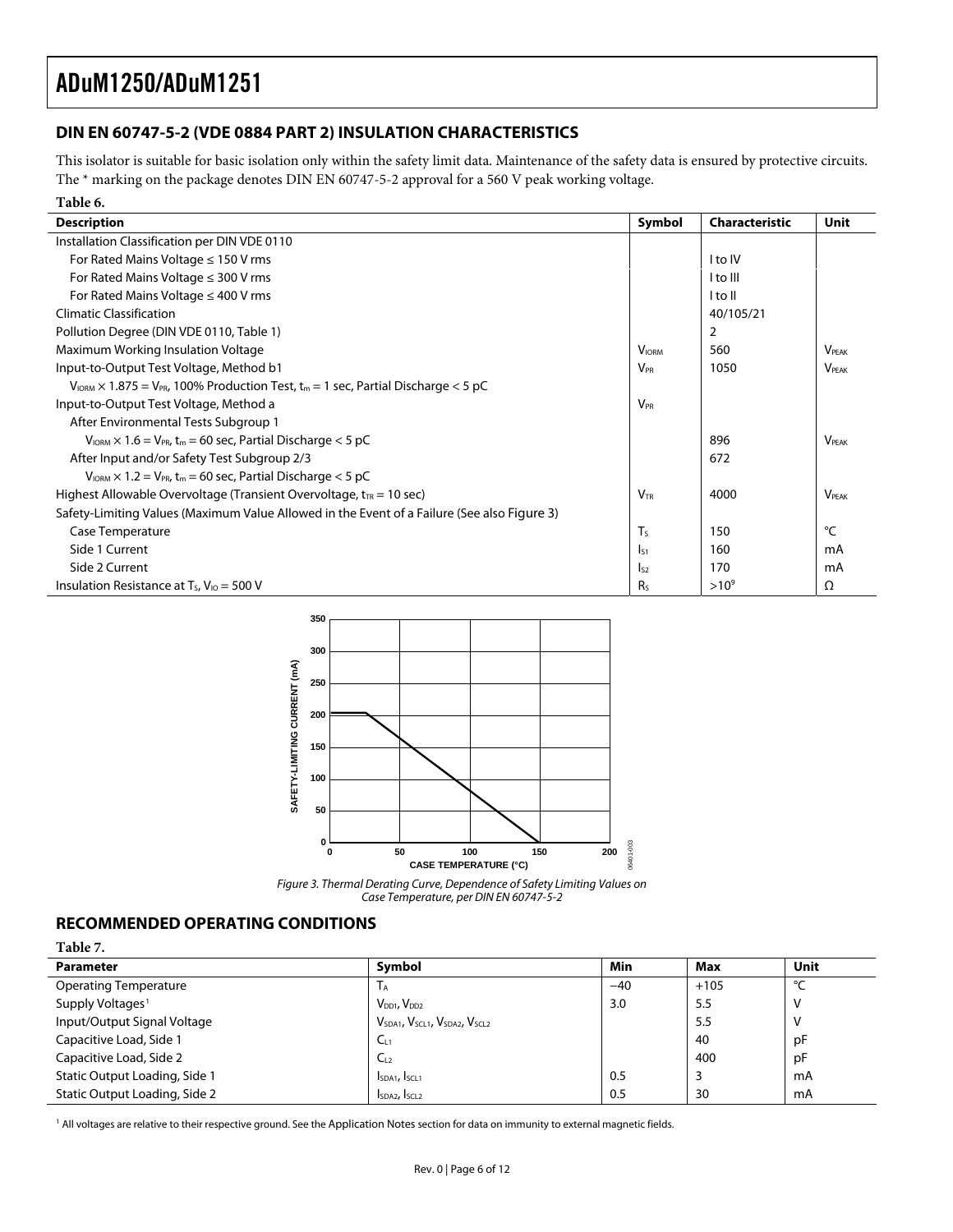## DIN EN 60747-5-2 (VDE 0884 PART 2) INSULATION CHARACTERISTICS

This isolator is suitable for basic isolation only within the safety limit data. Maintenance of the safety data is ensured by protective circuits. The * marking on the package denotes DIN EN 60747-5-2 approval for a 560 V peak working voltage.

**Table 6.**

| Description | Symbol | Characteristic | Unit |
|---|---|---|---|
| Installation Classification per DIN VDE 0110 | | | |
| For Rated Mains Voltage ≤ 150 V rms | | I to IV | |
| For Rated Mains Voltage ≤ 300 V rms | | I to III | |
| For Rated Mains Voltage ≤ 400 V rms | | I to II | |
| Climatic Classification | | 40/105/21 | |
| Pollution Degree (DIN VDE 0110, Table 1) | | 2 | |
| Maximum Working Insulation Voltage | $V_{IORM}$ | 560 | $V_{PEAK}$ |
| Input-to-Output Test Voltage, Method b1 | $V_{PR}$ | 1050 | $V_{PEAK}$ |
| $V_{IORM} \times 1.875 = V_{PR}$, 100% Production Test, $t_m = 1$ sec, Partial Discharge < 5 pC | | | |
| Input-to-Output Test Voltage, Method a | $V_{PR}$ | | |
| After Environmental Tests Subgroup 1 | | | |
| $V_{IORM} \times 1.6 = V_{PR}$, $t_m = 60$ sec, Partial Discharge < 5 pC | | 896 | $V_{PEAK}$ |
| After Input and/or Safety Test Subgroup 2/3 | | 672 | |
| $V_{IORM} \times 1.2 = V_{PR}$, $t_m = 60$ sec, Partial Discharge < 5 pC | | | |
| Highest Allowable Overvoltage (Transient Overvoltage, $t_{TR} = 10$ sec) | $V_{TR}$ | 4000 | $V_{PEAK}$ |
| Safety-Limiting Values (Maximum Value Allowed in the Event of a Failure (See also Figure 3) | | | |
| Case Temperature | $T_S$ | 150 | °C |
| Side 1 Current | $I_{S1}$ | 160 | mA |
| Side 2 Current | $I_{S2}$ | 170 | mA |
| Insulation Resistance at $T_S$, $V_{IO} = 500$ V | $R_S$ | $>10^9$ | Ω |

*Figure 3. Thermal Derating Curve, Dependence of Safety Limiting Values on Case Temperature, per DIN EN 60747-5-2*

## RECOMMENDED OPERATING CONDITIONS

**Table 7.**

| Parameter | Symbol | Min | Max | Unit |
|---|---|---|---|---|
| Operating Temperature | $T_A$ | −40 | +105 | °C |
| Supply Voltages[1] | $V_{DD1}$, $V_{DD2}$ | 3.0 | 5.5 | V |
| Input/Output Signal Voltage | $V_{SDA1}$, $V_{SCL1}$, $V_{SDA2}$, $V_{SCL2}$ | | 5.5 | V |
| Capacitive Load, Side 1 | $C_{L1}$ | | 40 | pF |
| Capacitive Load, Side 2 | $C_{L2}$ | | 400 | pF |
| Static Output Loading, Side 1 | $I_{SDA1}$, $I_{SCL1}$ | 0.5 | 3 | mA |
| Static Output Loading, Side 2 | $I_{SDA2}$, $I_{SCL2}$ | 0.5 | 30 | mA |

[1] All voltages are relative to their respective ground. See the Application Notes section for data on immunity to external magnetic fields.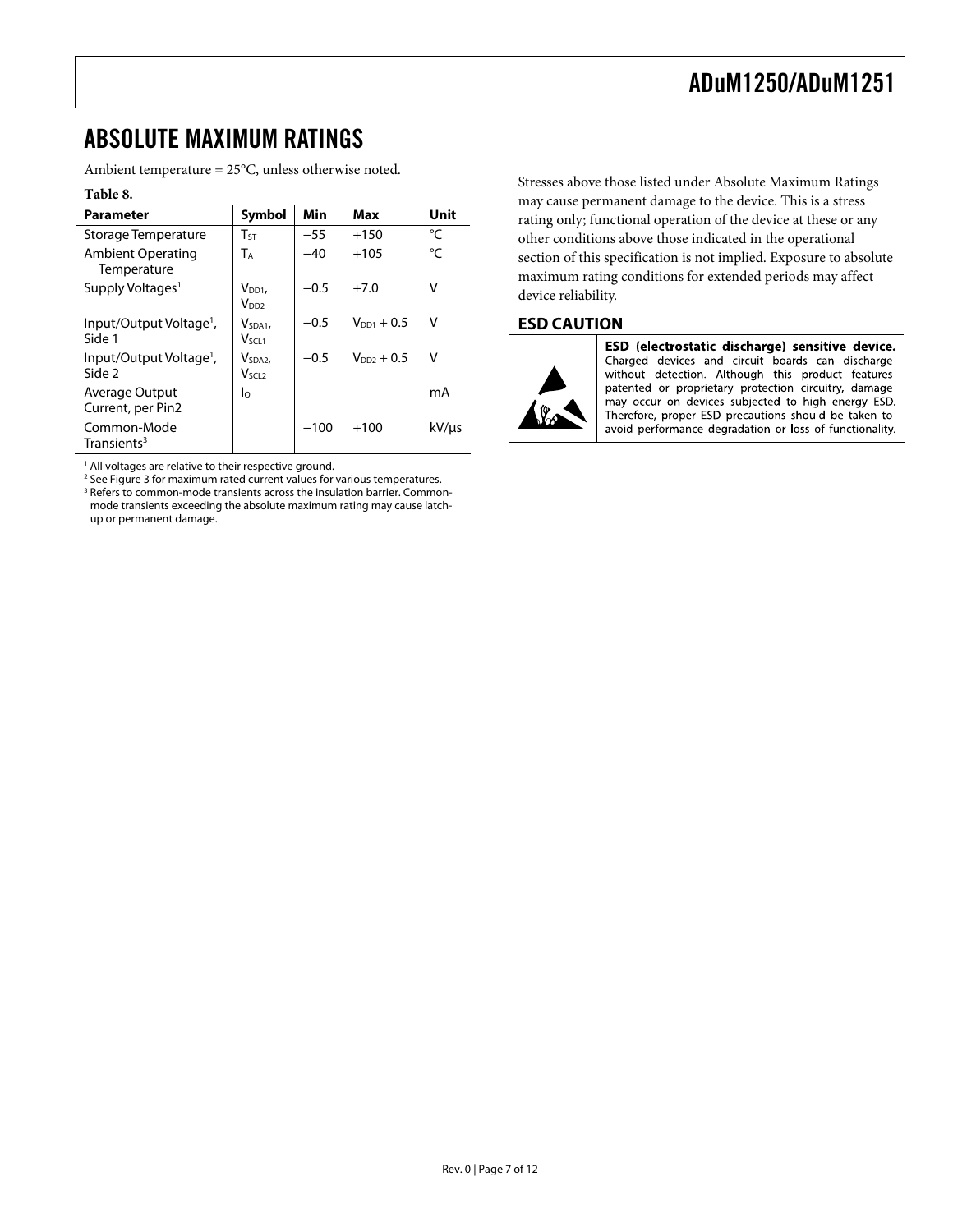## ABSOLUTE MAXIMUM RATINGS

Ambient temperature = 25°C, unless otherwise noted.

**Table 8.**

| Parameter | Symbol | Min | Max | Unit |
|---|---|---|---|---|
| Storage Temperature | $T_{ST}$ | −55 | +150 | °C |
| Ambient Operating Temperature | $T_A$ | −40 | +105 | °C |
| Supply Voltages[1] | $V_{DD1}$, $V_{DD2}$ | −0.5 | +7.0 | V |
| Input/Output Voltage[1], Side 1 | $V_{SDA1}$, $V_{SCL1}$ | −0.5 | $V_{DD1}$ + 0.5 | V |
| Input/Output Voltage[1], Side 2 | $V_{SDA2}$, $V_{SCL2}$ | −0.5 | $V_{DD2}$ + 0.5 | V |
| Average Output Current, per Pin2 | $I_O$ | | | mA |
| Common-Mode Transients[3] | | −100 | +100 | kV/µs |

[1] All voltages are relative to their respective ground.

[2] See Figure 3 for maximum rated current values for various temperatures.

[3] Refers to common-mode transients across the insulation barrier. Common-mode transients exceeding the absolute maximum rating may cause latch-up or permanent damage.

Stresses above those listed under Absolute Maximum Ratings may cause permanent damage to the device. This is a stress rating only; functional operation of the device at these or any other conditions above those indicated in the operational section of this specification is not implied. Exposure to absolute maximum rating conditions for extended periods may affect device reliability.

### ESD CAUTION

**ESD (electrostatic discharge) sensitive device.** Charged devices and circuit boards can discharge without detection. Although this product features patented or proprietary protection circuitry, damage may occur on devices subjected to high energy ESD. Therefore, proper ESD precautions should be taken to avoid performance degradation or loss of functionality.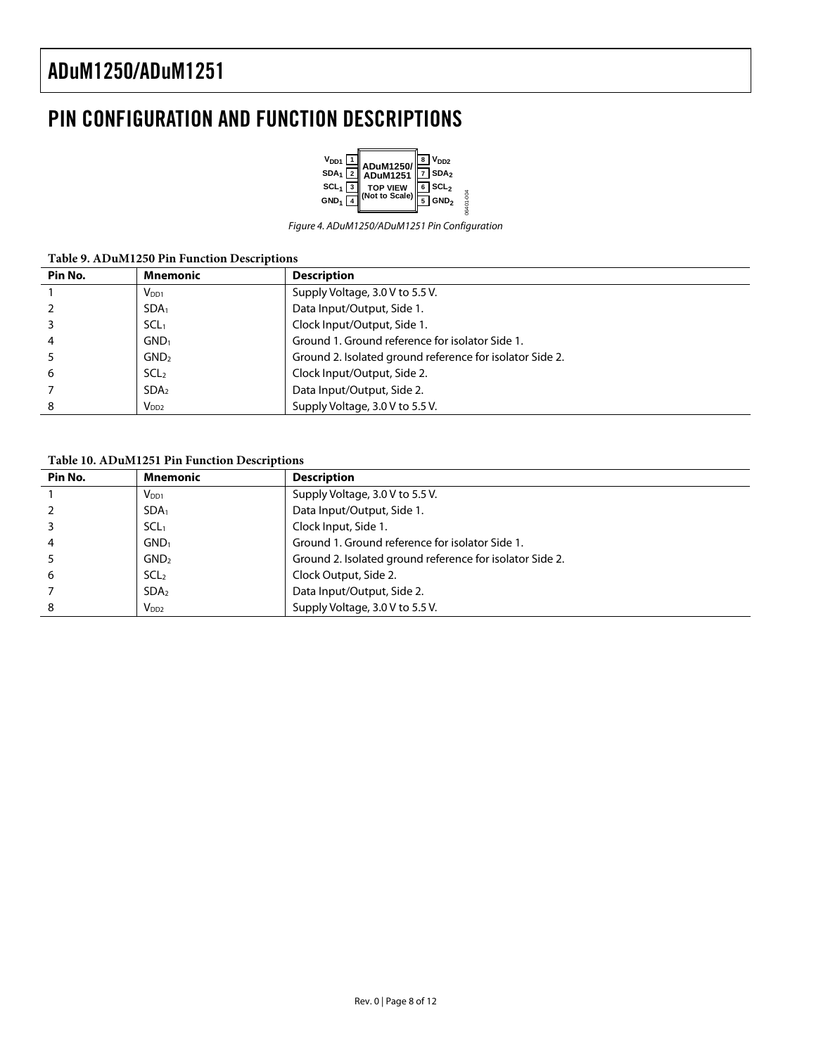# PIN CONFIGURATION AND FUNCTION DESCRIPTIONS

Figure 4. ADuM1250/ADuM1251 Pin Configuration

**Table 9. ADuM1250 Pin Function Descriptions**

| Pin No. | Mnemonic | Description |
|---|---|---|
| 1 | $V_{DD1}$ | Supply Voltage, 3.0 V to 5.5 V. |
| 2 | $SDA_1$ | Data Input/Output, Side 1. |
| 3 | $SCL_1$ | Clock Input/Output, Side 1. |
| 4 | $GND_1$ | Ground 1. Ground reference for isolator Side 1. |
| 5 | $GND_2$ | Ground 2. Isolated ground reference for isolator Side 2. |
| 6 | $SCL_2$ | Clock Input/Output, Side 2. |
| 7 | $SDA_2$ | Data Input/Output, Side 2. |
| 8 | $V_{DD2}$ | Supply Voltage, 3.0 V to 5.5 V. |

**Table 10. ADuM1251 Pin Function Descriptions**

| Pin No. | Mnemonic | Description |
|---|---|---|
| 1 | $V_{DD1}$ | Supply Voltage, 3.0 V to 5.5 V. |
| 2 | $SDA_1$ | Data Input/Output, Side 1. |
| 3 | $SCL_1$ | Clock Input, Side 1. |
| 4 | $GND_1$ | Ground 1. Ground reference for isolator Side 1. |
| 5 | $GND_2$ | Ground 2. Isolated ground reference for isolator Side 2. |
| 6 | $SCL_2$ | Clock Output, Side 2. |
| 7 | $SDA_2$ | Data Input/Output, Side 2. |
| 8 | $V_{DD2}$ | Supply Voltage, 3.0 V to 5.5 V. |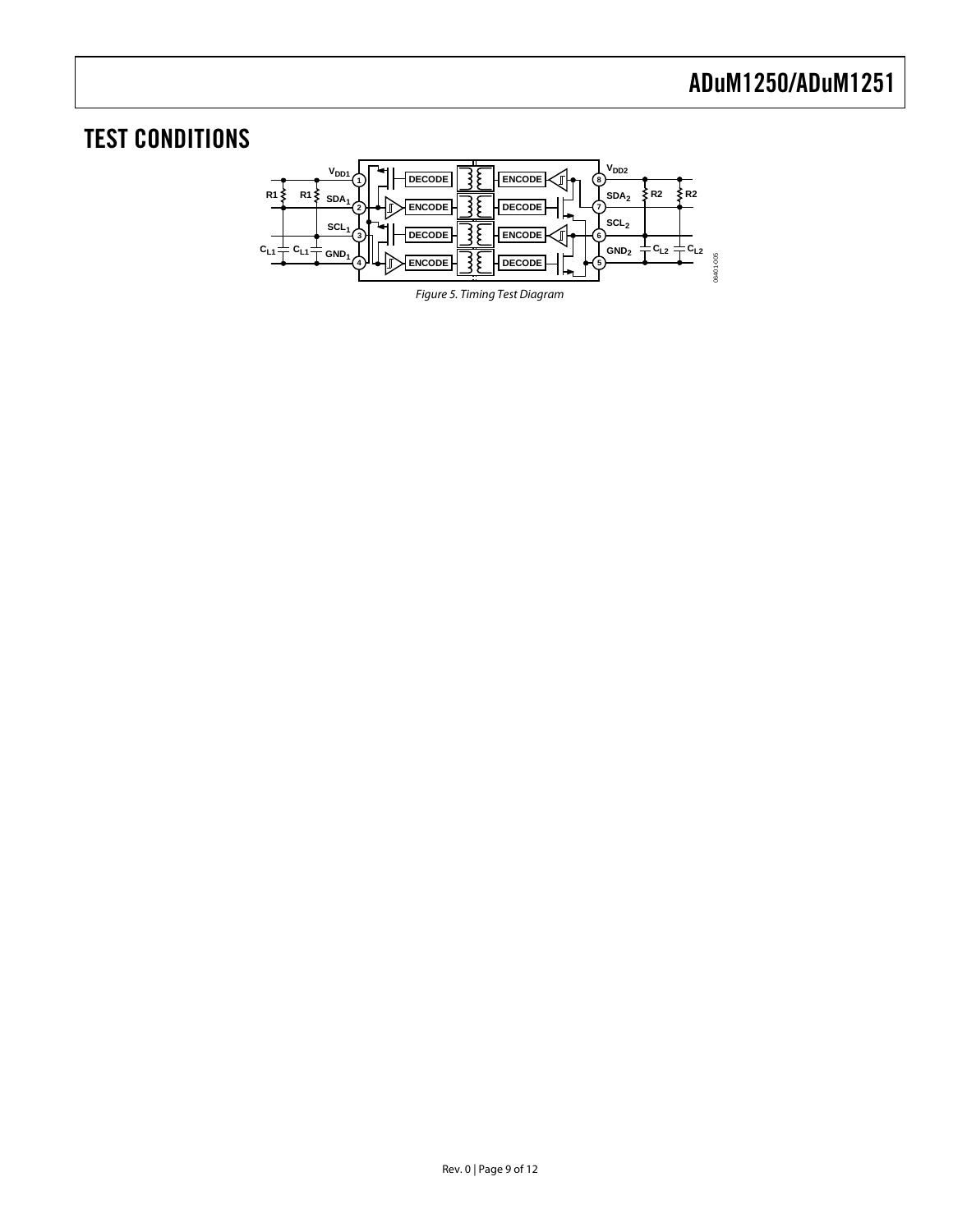## TEST CONDITIONS

Figure 5. Timing Test Diagram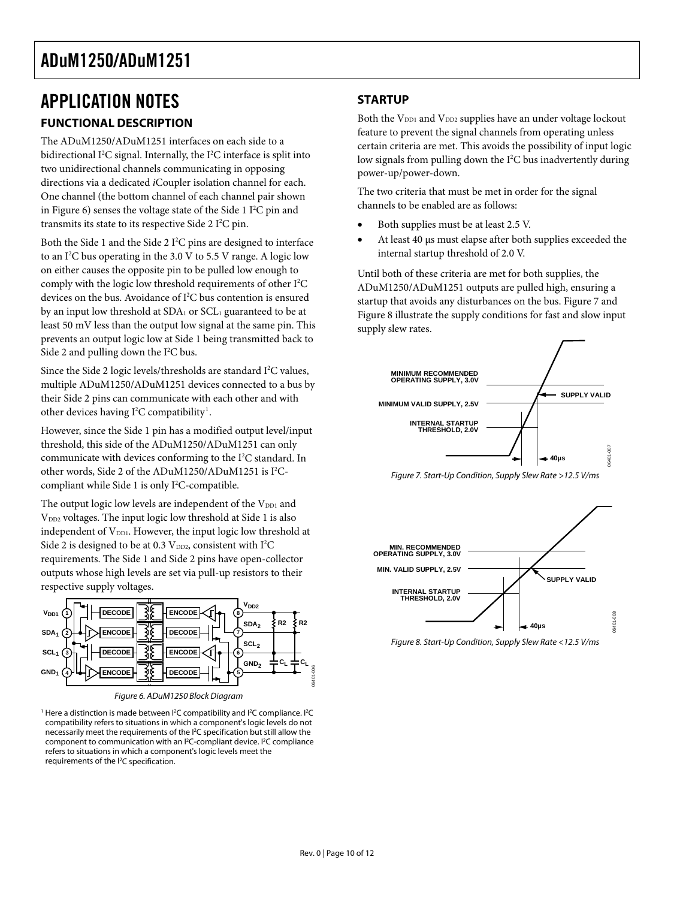# APPLICATION NOTES

## FUNCTIONAL DESCRIPTION

The ADuM1250/ADuM1251 interfaces on each side to a bidirectional I²C signal. Internally, the I²C interface is split into two unidirectional channels communicating in opposing directions via a dedicated *i*Coupler isolation channel for each. One channel (the bottom channel of each channel pair shown in Figure 6) senses the voltage state of the Side 1 I²C pin and transmits its state to its respective Side 2 I²C pin.

Both the Side 1 and the Side 2 I²C pins are designed to interface to an I²C bus operating in the 3.0 V to 5.5 V range. A logic low on either causes the opposite pin to be pulled low enough to comply with the logic low threshold requirements of other I²C devices on the bus. Avoidance of I²C bus contention is ensured by an input low threshold at $SDA_1$ or $SCL_1$ guaranteed to be at least 50 mV less than the output low signal at the same pin. This prevents an output logic low at Side 1 being transmitted back to Side 2 and pulling down the I²C bus.

Since the Side 2 logic levels/thresholds are standard I²C values, multiple ADuM1250/ADuM1251 devices connected to a bus by their Side 2 pins can communicate with each other and with other devices having I²C compatibility[1].

However, since the Side 1 pin has a modified output level/input threshold, this side of the ADuM1250/ADuM1251 can only communicate with devices conforming to the I²C standard. In other words, Side 2 of the ADuM1250/ADuM1251 is I²C-compliant while Side 1 is only I²C-compatible.

The output logic low levels are independent of the $V_{DD1}$ and $V_{DD2}$ voltages. The input logic low threshold at Side 1 is also independent of $V_{DD1}$. However, the input logic low threshold at Side 2 is designed to be at 0.3 $V_{DD2}$, consistent with I²C requirements. The Side 1 and Side 2 pins have open-collector outputs whose high levels are set via pull-up resistors to their respective supply voltages.

*Figure 6. ADuM1250 Block Diagram*

[1] Here a distinction is made between I²C compatibility and I²C compliance. I²C compatibility refers to situations in which a component's logic levels do not necessarily meet the requirements of the I²C specification but still allow the component to communication with an I²C-compliant device. I²C compliance refers to situations in which a component's logic levels meet the requirements of the I²C specification.

## STARTUP

Both the $V_{DD1}$ and $V_{DD2}$ supplies have an under voltage lockout feature to prevent the signal channels from operating unless certain criteria are met. This avoids the possibility of input logic low signals from pulling down the I²C bus inadvertently during power-up/power-down.

The two criteria that must be met in order for the signal channels to be enabled are as follows:

- Both supplies must be at least 2.5 V.
- At least 40 µs must elapse after both supplies exceeded the internal startup threshold of 2.0 V.

Until both of these criteria are met for both supplies, the ADuM1250/ADuM1251 outputs are pulled high, ensuring a startup that avoids any disturbances on the bus. Figure 7 and Figure 8 illustrate the supply conditions for fast and slow input supply slew rates.

*Figure 7. Start-Up Condition, Supply Slew Rate >12.5 V/ms*

*Figure 8. Start-Up Condition, Supply Slew Rate <12.5 V/ms*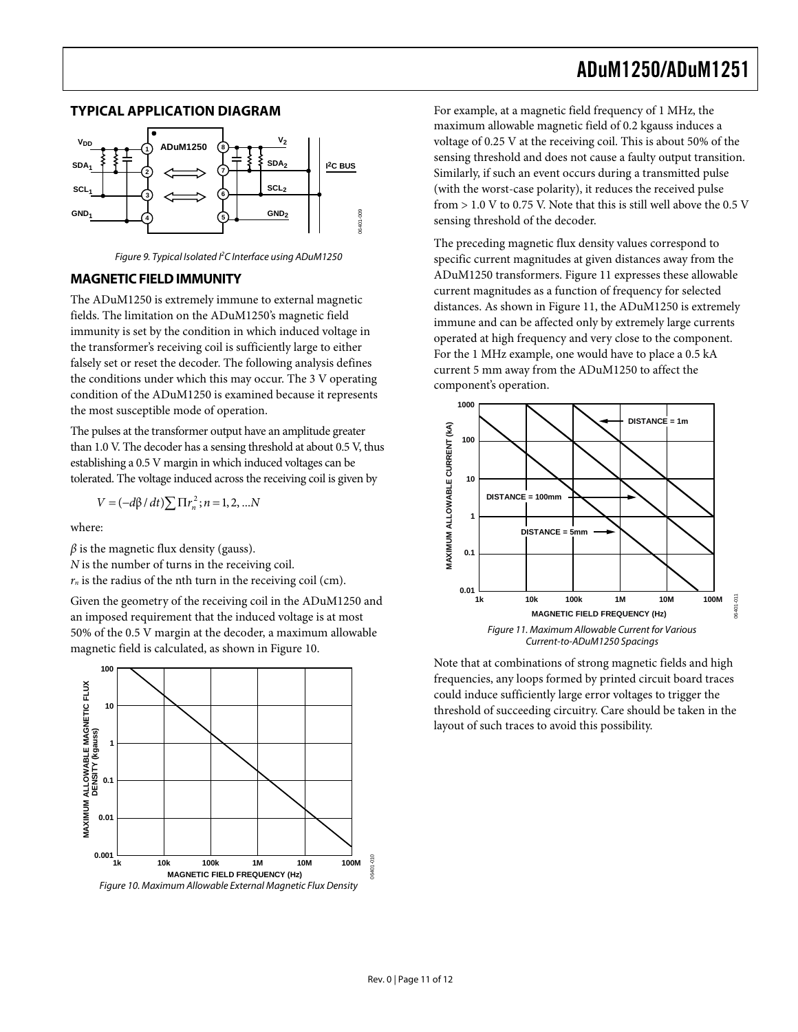## TYPICAL APPLICATION DIAGRAM

Figure 9. Typical Isolated $I^2C$ Interface using ADuM1250

## MAGNETIC FIELD IMMUNITY

The ADuM1250 is extremely immune to external magnetic fields. The limitation on the ADuM1250's magnetic field immunity is set by the condition in which induced voltage in the transformer's receiving coil is sufficiently large to either falsely set or reset the decoder. The following analysis defines the conditions under which this may occur. The 3 V operating condition of the ADuM1250 is examined because it represents the most susceptible mode of operation.

The pulses at the transformer output have an amplitude greater than 1.0 V. The decoder has a sensing threshold at about 0.5 V, thus establishing a 0.5 V margin in which induced voltages can be tolerated. The voltage induced across the receiving coil is given by

$$V = (-d\beta / dt)\sum \Pi r_n^2; n = 1, 2, ...N$$

where:

$\beta$ is the magnetic flux density (gauss).
$N$ is the number of turns in the receiving coil.
$r_n$ is the radius of the nth turn in the receiving coil (cm).

Given the geometry of the receiving coil in the ADuM1250 and an imposed requirement that the induced voltage is at most 50% of the 0.5 V margin at the decoder, a maximum allowable magnetic field is calculated, as shown in Figure 10.

Figure 10. Maximum Allowable External Magnetic Flux Density

For example, at a magnetic field frequency of 1 MHz, the maximum allowable magnetic field of 0.2 kgauss induces a voltage of 0.25 V at the receiving coil. This is about 50% of the sensing threshold and does not cause a faulty output transition. Similarly, if such an event occurs during a transmitted pulse (with the worst-case polarity), it reduces the received pulse from > 1.0 V to 0.75 V. Note that this is still well above the 0.5 V sensing threshold of the decoder.

The preceding magnetic flux density values correspond to specific current magnitudes at given distances away from the ADuM1250 transformers. Figure 11 expresses these allowable current magnitudes as a function of frequency for selected distances. As shown in Figure 11, the ADuM1250 is extremely immune and can be affected only by extremely large currents operated at high frequency and very close to the component. For the 1 MHz example, one would have to place a 0.5 kA current 5 mm away from the ADuM1250 to affect the component's operation.

Figure 11. Maximum Allowable Current for Various Current-to-ADuM1250 Spacings

Note that at combinations of strong magnetic fields and high frequencies, any loops formed by printed circuit board traces could induce sufficiently large error voltages to trigger the threshold of succeeding circuitry. Care should be taken in the layout of such traces to avoid this possibility.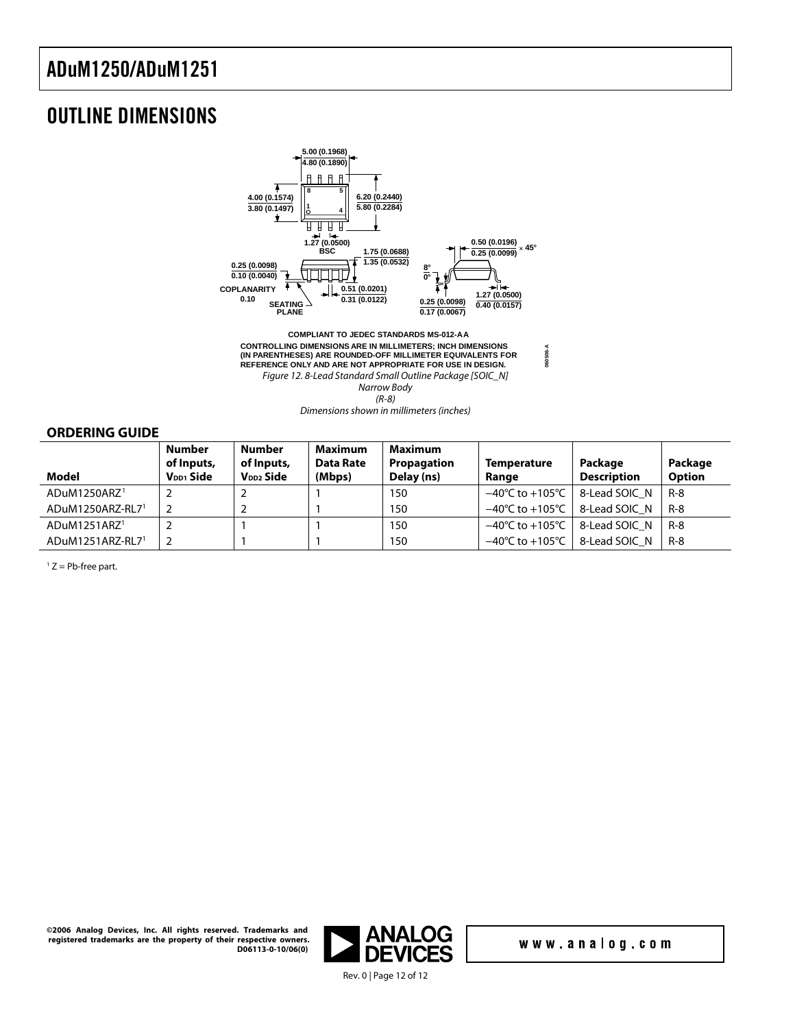# OUTLINE DIMENSIONS

5.00 (0.1968)
4.80 (0.1890)

4.00 (0.1574)
3.80 (0.1497)

6.20 (0.2440)
5.80 (0.2284)

1.27 (0.0500)
BSC

1.75 (0.0688)
1.35 (0.0532)

0.25 (0.0098)
0.10 (0.0040)

COPLANARITY
0.10

SEATING PLANE

0.51 (0.0201)
0.31 (0.0122)

0.50 (0.0196)
0.25 (0.0099) × 45°

8°
0°

0.25 (0.0098)
0.17 (0.0067)

1.27 (0.0500)
0.40 (0.0157)

COMPLIANT TO JEDEC STANDARDS MS-012-AA

CONTROLLING DIMENSIONS ARE IN MILLIMETERS; INCH DIMENSIONS (IN PARENTHESES) ARE ROUNDED-OFF MILLIMETER EQUIVALENTS FOR REFERENCE ONLY AND ARE NOT APPROPRIATE FOR USE IN DESIGN.

060506-A

*Figure 12. 8-Lead Standard Small Outline Package [SOIC_N]*
*Narrow Body*
*(R-8)*
*Dimensions shown in millimeters (inches)*

## ORDERING GUIDE

| Model | Number of Inputs, $V_{DD1}$ Side | Number of Inputs, $V_{DD2}$ Side | Maximum Data Rate (Mbps) | Maximum Propagation Delay (ns) | Temperature Range | Package Description | Package Option |
|---|---|---|---|---|---|---|---|
| ADuM1250ARZ[1] | 2 | 2 | 1 | 150 | −40°C to +105°C | 8-Lead SOIC_N | R-8 |
| ADuM1250ARZ-RL7[1] | 2 | 2 | 1 | 150 | −40°C to +105°C | 8-Lead SOIC_N | R-8 |
| ADuM1251ARZ[1] | 2 | 1 | 1 | 150 | −40°C to +105°C | 8-Lead SOIC_N | R-8 |
| ADuM1251ARZ-RL7[1] | 2 | 1 | 1 | 150 | −40°C to +105°C | 8-Lead SOIC_N | R-8 |

[1] Z = Pb-free part.

©2006 Analog Devices, Inc. All rights reserved. Trademarks and registered trademarks are the property of their respective owners.
D06113-0-10/06(0)

www.analog.com